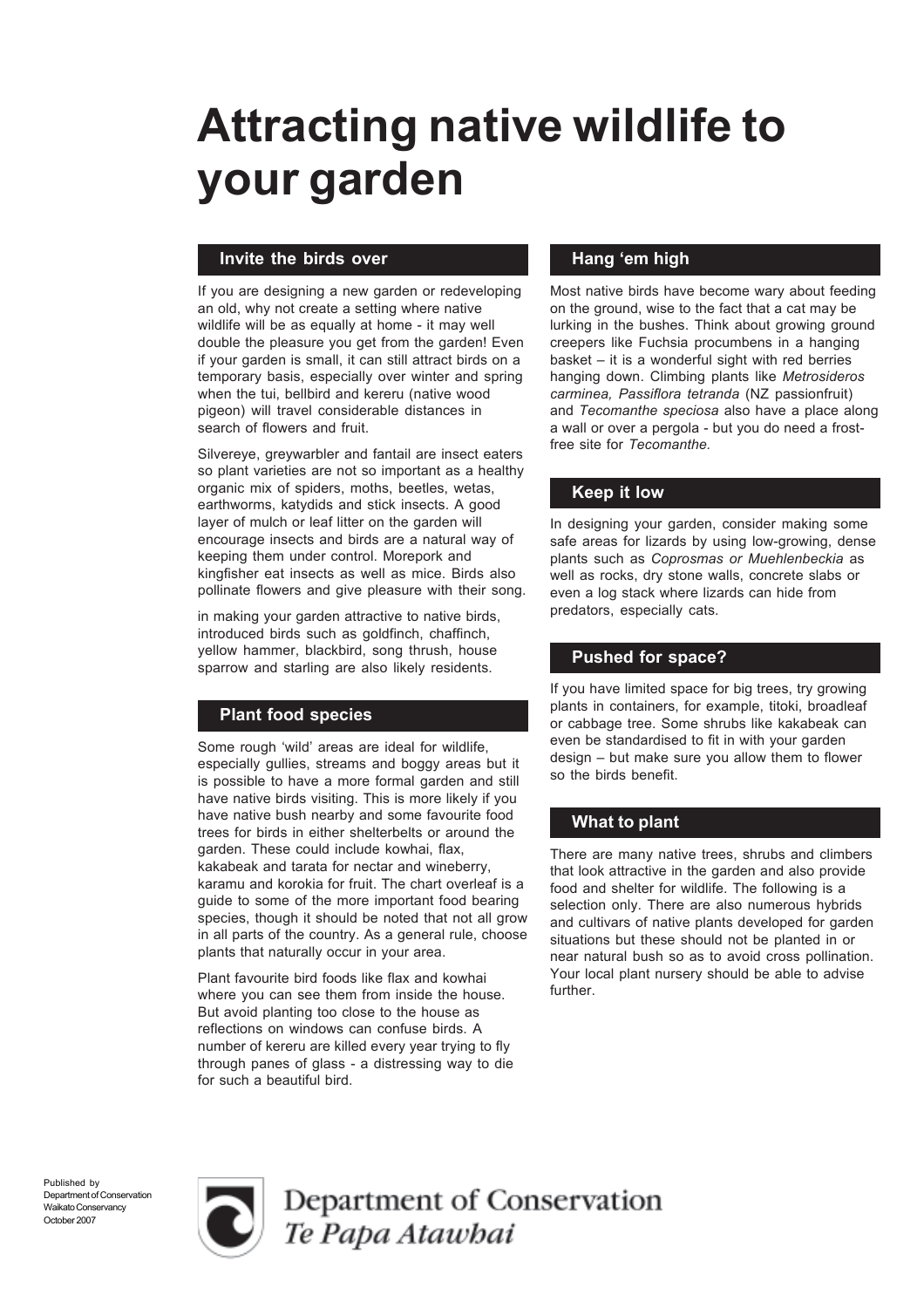# Attracting native wildlife to your garden

## Invite the birds over

If you are designing a new garden or redeveloping an old, why not create a setting where native wildlife will be as equally at home - it may well double the pleasure you get from the garden! Even if your garden is small, it can still attract birds on a temporary basis, especially over winter and spring when the tui, bellbird and kereru (native wood pigeon) will travel considerable distances in search of flowers and fruit.

Silvereye, greywarbler and fantail are insect eaters so plant varieties are not so important as a healthy organic mix of spiders, moths, beetles, wetas, earthworms, katydids and stick insects. A good layer of mulch or leaf litter on the garden will encourage insects and birds are a natural way of keeping them under control. Morepork and kingfisher eat insects as well as mice. Birds also pollinate flowers and give pleasure with their song.

in making your garden attractive to native birds, introduced birds such as goldfinch, chaffinch, yellow hammer, blackbird, song thrush, house sparrow and starling are also likely residents.

## Plant food species

Some rough 'wild' areas are ideal for wildlife, especially gullies, streams and boggy areas but it is possible to have a more formal garden and still have native birds visiting. This is more likely if you have native bush nearby and some favourite food trees for birds in either shelterbelts or around the garden. These could include kowhai, flax, kakabeak and tarata for nectar and wineberry, karamu and korokia for fruit. The chart overleaf is a guide to some of the more important food bearing species, though it should be noted that not all grow in all parts of the country. As a general rule, choose plants that naturally occur in your area.

Plant favourite bird foods like flax and kowhai where you can see them from inside the house. But avoid planting too close to the house as reflections on windows can confuse birds. A number of kereru are killed every year trying to fly through panes of glass - a distressing way to die for such a beautiful bird.

## Hang 'em high

Most native birds have become wary about feeding on the ground, wise to the fact that a cat may be lurking in the bushes. Think about growing ground creepers like Fuchsia procumbens in a hanging basket – it is a wonderful sight with red berries hanging down. Climbing plants like *Metrosideros carminea, Passiflora tetranda* (NZ passionfruit) and *Tecomanthe speciosa* also have a place along a wall or over a pergola - but you do need a frost-free site for *Tecomanthe.*

## Keep it low

In designing your garden, consider making some safe areas for lizards by using low-growing, dense plants such as *Coprosmas or Muehlenbeckia* as well as rocks, dry stone walls, concrete slabs or even a log stack where lizards can hide from predators, especially cats.

## Pushed for space?

If you have limited space for big trees, try growing plants in containers, for example, titoki, broadleaf or cabbage tree. Some shrubs like kakabeak can even be standardised to fit in with your garden design – but make sure you allow them to flower so the birds benefit.

## What to plant

There are many native trees, shrubs and climbers that look attractive in the garden and also provide food and shelter for wildlife. The following is a selection only. There are also numerous hybrids and cultivars of native plants developed for garden situations but these should not be planted in or near natural bush so as to avoid cross pollination. Your local plant nursery should be able to advise further.

Published by
Department of Conservation
Waikato Conservancy
October 2007

Department of Conservation
*Te Papa Atawhai*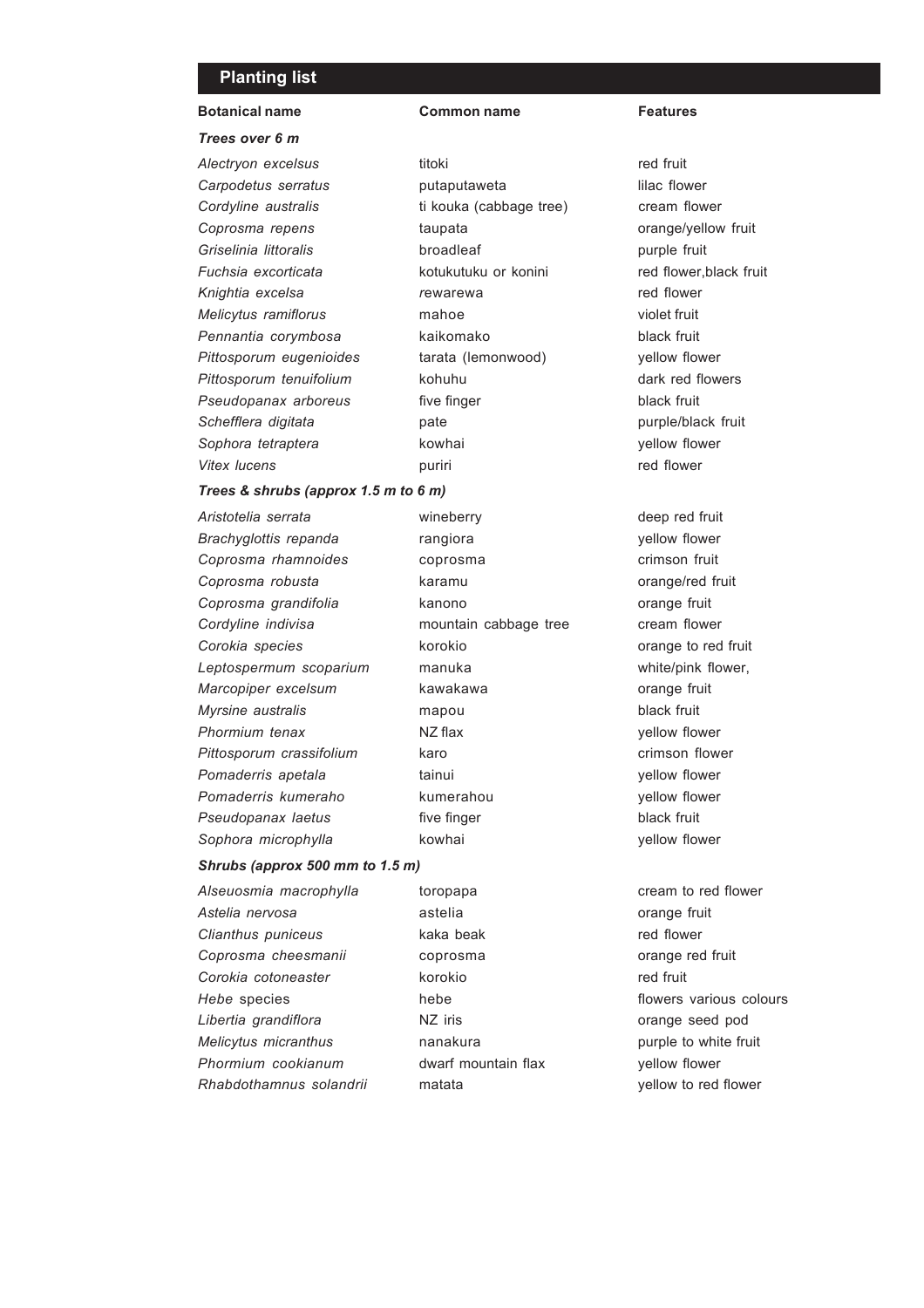## Planting list

| Botanical name | Common name | Features |
|---|---|---|
| ***Trees over 6 m*** | | |
| *Alectryon excelsus* | titoki | red fruit |
| *Carpodetus serratus* | putaputaweta | lilac flower |
| *Cordyline australis* | ti kouka (cabbage tree) | cream flower |
| *Coprosma repens* | taupata | orange/yellow fruit |
| *Griselinia littoralis* | broadleaf | purple fruit |
| *Fuchsia excorticata* | kotukutuku or konini | red flower,black fruit |
| *Knightia excelsa* | *r*ewarewa | red flower |
| *Melicytus ramiflorus* | mahoe | violet fruit |
| *Pennantia corymbosa* | kaikomako | black fruit |
| *Pittosporum eugenioides* | tarata (lemonwood) | yellow flower |
| *Pittosporum tenuifolium* | kohuhu | dark red flowers |
| *Pseudopanax arboreus* | five finger | black fruit |
| *Schefflera digitata* | pate | purple/black fruit |
| *Sophora tetraptera* | kowhai | yellow flower |
| *Vitex lucens* | puriri | red flower |
| ***Trees & shrubs (approx 1.5 m to 6 m)*** | | |
| *Aristotelia serrata* | wineberry | deep red fruit |
| *Brachyglottis repanda* | rangiora | yellow flower |
| *Coprosma rhamnoides* | coprosma | crimson fruit |
| *Coprosma robusta* | karamu | orange/red fruit |
| *Coprosma grandifolia* | kanono | orange fruit |
| *Cordyline indivisa* | mountain cabbage tree | cream flower |
| *Corokia species* | korokio | orange to red fruit |
| *Leptospermum scoparium* | manuka | white/pink flower, |
| *Marcopiper excelsum* | kawakawa | orange fruit |
| *Myrsine australis* | mapou | black fruit |
| *Phormium tenax* | NZ flax | yellow flower |
| *Pittosporum crassifolium* | karo | crimson flower |
| *Pomaderris apetala* | tainui | yellow flower |
| *Pomaderris kumeraho* | kumerahou | yellow flower |
| *Pseudopanax laetus* | five finger | black fruit |
| *Sophora microphylla* | kowhai | yellow flower |
| ***Shrubs (approx 500 mm to 1.5 m)*** | | |
| *Alseuosmia macrophylla* | toropapa | cream to red flower |
| *Astelia nervosa* | astelia | orange fruit |
| *Clianthus puniceus* | kaka beak | red flower |
| *Coprosma cheesmanii* | coprosma | orange red fruit |
| *Corokia cotoneaster* | korokio | red fruit |
| *Hebe* species | hebe | flowers various colours |
| *Libertia grandiflora* | NZ iris | orange seed pod |
| *Melicytus micranthus* | nanakura | purple to white fruit |
| *Phormium cookianum* | dwarf mountain flax | yellow flower |
| *Rhabdothamnus solandrii* | matata | yellow to red flower |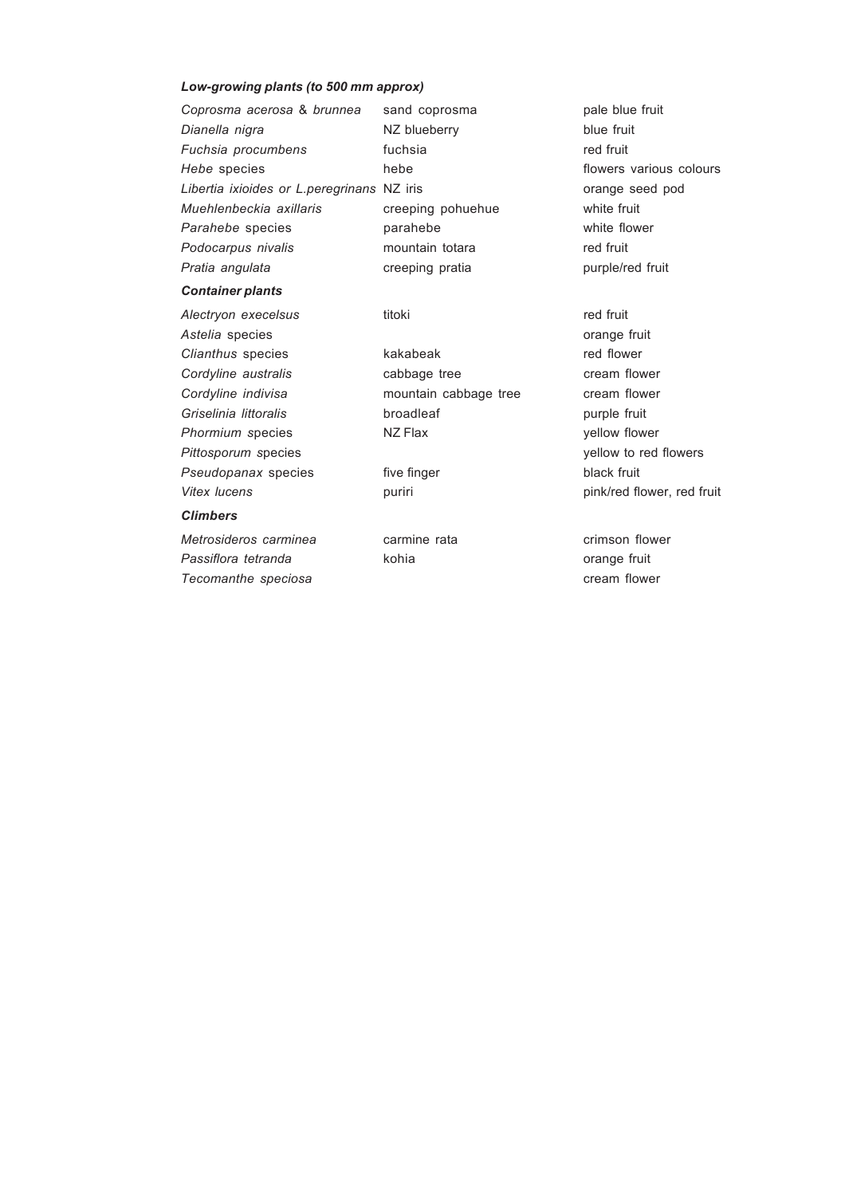### *Low-growing plants (to 500 mm approx)*

| | | |
|---|---|---|
| *Coprosma acerosa* & *brunnea* | sand coprosma | pale blue fruit |
| *Dianella nigra* | NZ blueberry | blue fruit |
| *Fuchsia procumbens* | fuchsia | red fruit |
| *Hebe* species | hebe | flowers various colours |
| *Libertia ixioides or L.peregrinans* | NZ iris | orange seed pod |
| *Muehlenbeckia axillaris* | creeping pohuehue | white fruit |
| *Parahebe* species | parahebe | white flower |
| *Podocarpus nivalis* | mountain totara | red fruit |
| *Pratia angulata* | creeping pratia | purple/red fruit |

### *Container plants*

| | | |
|---|---|---|
| *Alectryon execelsus* | titoki | red fruit |
| *Astelia* species | | orange fruit |
| *Clianthus* species | kakabeak | red flower |
| *Cordyline australis* | cabbage tree | cream flower |
| *Cordyline indivisa* | mountain cabbage tree | cream flower |
| *Griselinia littoralis* | broadleaf | purple fruit |
| *Phormium* species | NZ Flax | yellow flower |
| *Pittosporum* species | | yellow to red flowers |
| *Pseudopanax* species | five finger | black fruit |
| *Vitex lucens* | puriri | pink/red flower, red fruit |

### *Climbers*

| | | |
|---|---|---|
| *Metrosideros carminea* | carmine rata | crimson flower |
| *Passiflora tetranda* | kohia | orange fruit |
| *Tecomanthe speciosa* | | cream flower |